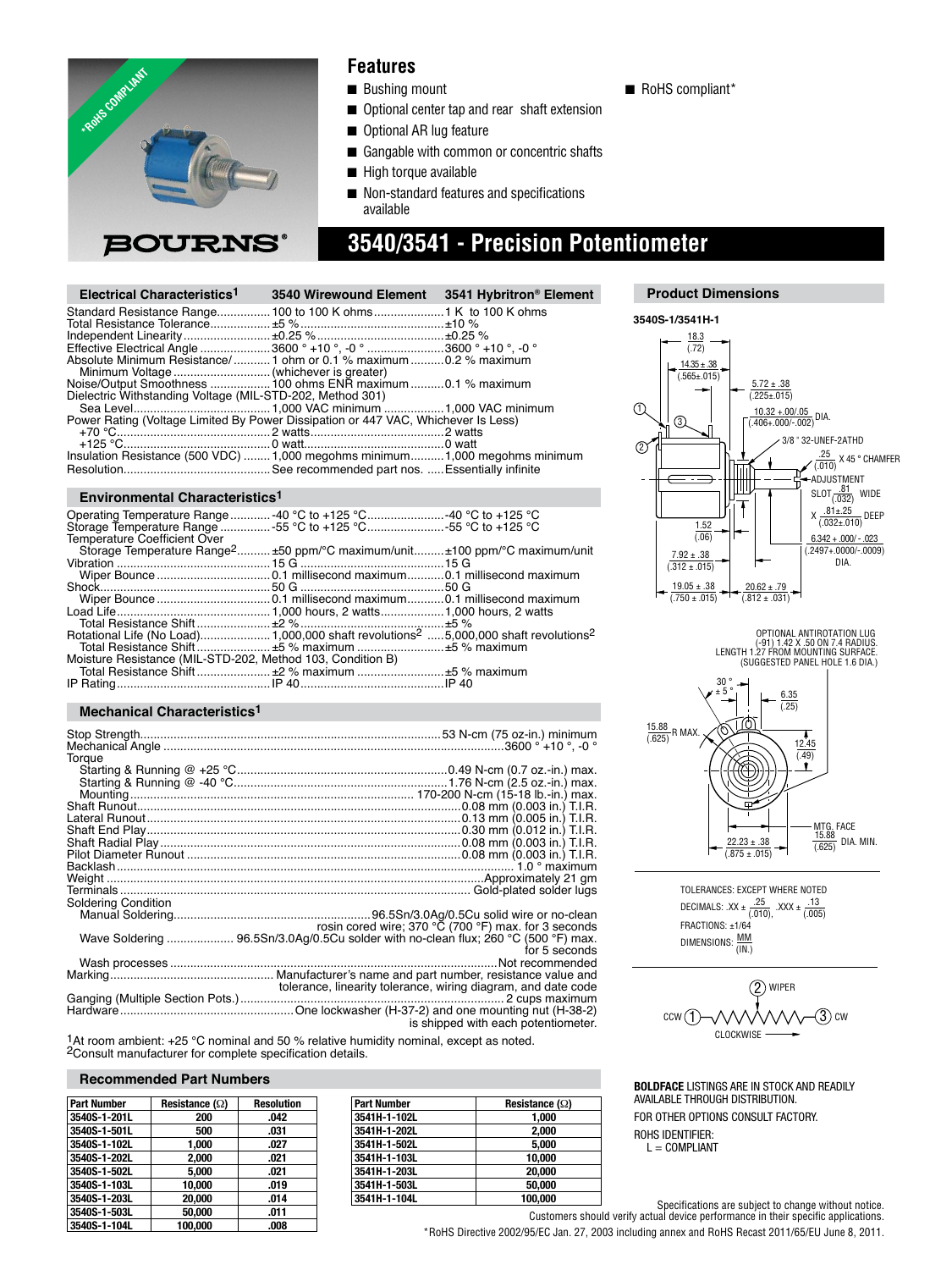*RoHS COMPLIANT

BOURNS®

## Features

- Bushing mount
- Optional center tap and rear shaft extension
- Optional AR lug feature
- Gangable with common or concentric shafts
- High torque available
- Non-standard features and specifications available
- RoHS compliant*

# 3540/3541 - Precision Potentiometer

## Electrical Characteristics[1]

| | 3540 Wirewound Element | 3541 Hybritron® Element |
|---|---|---|
| Standard Resistance Range | 100 to 100 K ohms | 1 K to 100 K ohms |
| Total Resistance Tolerance | ±5 % | ±10 % |
| Independent Linearity | ±0.25 % | ±0.25 % |
| Effective Electrical Angle | 3600 ° +10 °, -0 ° | 3600 ° +10 °, -0 ° |
| Absolute Minimum Resistance/ Minimum Voltage | 1 ohm or 0.1 % maximum (whichever is greater) | 0.2 % maximum |
| Noise/Output Smoothness | 100 ohms ENR maximum | 0.1 % maximum |
| Dielectric Withstanding Voltage (MIL-STD-202, Method 301) | | |
| Sea Level | 1,000 VAC minimum | 1,000 VAC minimum |
| Power Rating (Voltage Limited By Power Dissipation or 447 VAC, Whichever Is Less) | | |
| +70 °C | 2 watts | 2 watts |
| +125 °C | 0 watt | 0 watt |
| Insulation Resistance (500 VDC) | 1,000 megohms minimum | 1,000 megohms minimum |
| Resolution | See recommended part nos. | Essentially infinite |

## Environmental Characteristics[1]

| | 3540 | 3541 |
|---|---|---|
| Operating Temperature Range | -40 °C to +125 °C | -40 °C to +125 °C |
| Storage Temperature Range | -55 °C to +125 °C | -55 °C to +125 °C |
| Temperature Coefficient Over Storage Temperature Range[2] | ±50 ppm/°C maximum/unit | ±100 ppm/°C maximum/unit |
| Vibration | 15 G | 15 G |
| Wiper Bounce | 0.1 millisecond maximum | 0.1 millisecond maximum |
| Shock | 50 G | 50 G |
| Wiper Bounce | 0.1 millisecond maximum | 0.1 millisecond maximum |
| Load Life | 1,000 hours, 2 watts | 1,000 hours, 2 watts |
| Total Resistance Shift | ±2 % | ±5 % |
| Rotational Life (No Load) | 1,000,000 shaft revolutions[2] | 5,000,000 shaft revolutions[2] |
| Total Resistance Shift | ±5 % maximum | ±5 % maximum |
| Moisture Resistance (MIL-STD-202, Method 103, Condition B) | | |
| Total Resistance Shift | ±2 % maximum | ±5 % maximum |
| IP Rating | IP 40 | IP 40 |

## Mechanical Characteristics[1]

| | |
|---|---|
| Stop Strength | 53 N-cm (75 oz-in.) minimum |
| Mechanical Angle | 3600 ° +10 °, -0 ° |
| Torque | |
| Starting & Running @ +25 °C | 0.49 N-cm (0.7 oz.-in.) max. |
| Starting & Running @ -40 °C | 1.76 N-cm (2.5 oz.-in.) max. |
| Mounting | 170-200 N-cm (15-18 lb.-in.) max. |
| Shaft Runout | 0.08 mm (0.003 in.) T.I.R. |
| Lateral Runout | 0.13 mm (0.005 in.) T.I.R. |
| Shaft End Play | 0.30 mm (0.012 in.) T.I.R. |
| Shaft Radial Play | 0.08 mm (0.003 in.) T.I.R. |
| Pilot Diameter Runout | 0.08 mm (0.003 in.) T.I.R. |
| Backlash | 1.0 ° maximum |
| Weight | Approximately 21 gm |
| Terminals | Gold-plated solder lugs |
| Soldering Condition | |
| Manual Soldering | 96.5Sn/3.0Ag/0.5Cu solid wire or no-clean rosin cored wire; 370 °C (700 °F) max. for 3 seconds |
| Wave Soldering | 96.5Sn/3.0Ag/0.5Cu solder with no-clean flux; 260 °C (500 °F) max. for 5 seconds |
| Wash processes | Not recommended |
| Marking | Manufacturer's name and part number, resistance value and tolerance, linearity tolerance, wiring diagram, and date code |
| Ganging (Multiple Section Pots.) | 2 cups maximum |
| Hardware | One lockwasher (H-37-2) and one mounting nut (H-38-2) is shipped with each potentiometer. |

[1]At room ambient: +25 °C nominal and 50 % relative humidity nominal, except as noted.
[2]Consult manufacturer for complete specification details.

## Recommended Part Numbers

| Part Number | Resistance (Ω) | Resolution |
|---|---|---|
| **3540S-1-201L** | **200** | **.042** |
| **3540S-1-501L** | **500** | **.031** |
| **3540S-1-102L** | **1,000** | **.027** |
| **3540S-1-202L** | **2,000** | **.021** |
| **3540S-1-502L** | **5,000** | **.021** |
| **3540S-1-103L** | **10,000** | **.019** |
| **3540S-1-203L** | **20,000** | **.014** |
| **3540S-1-503L** | **50,000** | **.011** |
| **3540S-1-104L** | **100,000** | **.008** |

| Part Number | Resistance (Ω) |
|---|---|
| **3541H-1-102L** | **1,000** |
| **3541H-1-202L** | **2,000** |
| **3541H-1-502L** | **5,000** |
| **3541H-1-103L** | **10,000** |
| **3541H-1-203L** | **20,000** |
| **3541H-1-503L** | **50,000** |
| **3541H-1-104L** | **100,000** |

## Product Dimensions

3540S-1/3541H-1

18.3 (.72); 14.35 ± .38 (.565±.015); 5.72 ± .38 (.225±.015); 10.32 +.00/.05 (.406+.000/-.002) DIA.; 3/8 " 32-UNEF-2ATHD; .25 (.010) X 45 ° CHAMFER; ADJUSTMENT SLOT .81 (.032) WIDE X .81±.25 (.032±.010) DEEP; 6.342 + .000/-.023 (.2497+.0000/-.0009) DIA.; 1.52 (.06); 7.92 ± .38 (.312 ± .015); 19.05 ± .38 (.750 ± .015); 20.62 ± .79 (.812 ± .031)

OPTIONAL ANTIROTATION LUG (-91) 1.42 X .50 ON 7.4 RADIUS. LENGTH 1.27 FROM MOUNTING SURFACE. (SUGGESTED PANEL HOLE 1.6 DIA.)

30 ° ± 5 °; 6.35 (.25); 15.88 (.625) R MAX.; 12.45 (.49); MTG. FACE 15.88 (.625) DIA. MIN.; 22.23 ± .38 (.875 ± .015)

TOLERANCES: EXCEPT WHERE NOTED
DECIMALS: .XX ± .25 (.010), .XXX ± .13 (.005)
FRACTIONS: ±1/64
DIMENSIONS: MM (IN.)

CCW (1) — (2) WIPER — (3) CW
CLOCKWISE

**BOLDFACE** LISTINGS ARE IN STOCK AND READILY AVAILABLE THROUGH DISTRIBUTION.

FOR OTHER OPTIONS CONSULT FACTORY.

ROHS IDENTIFIER:
L = COMPLIANT

Specifications are subject to change without notice.
Customers should verify actual device performance in their specific applications.

*RoHS Directive 2002/95/EC Jan. 27, 2003 including annex and RoHS Recast 2011/65/EU June 8, 2011.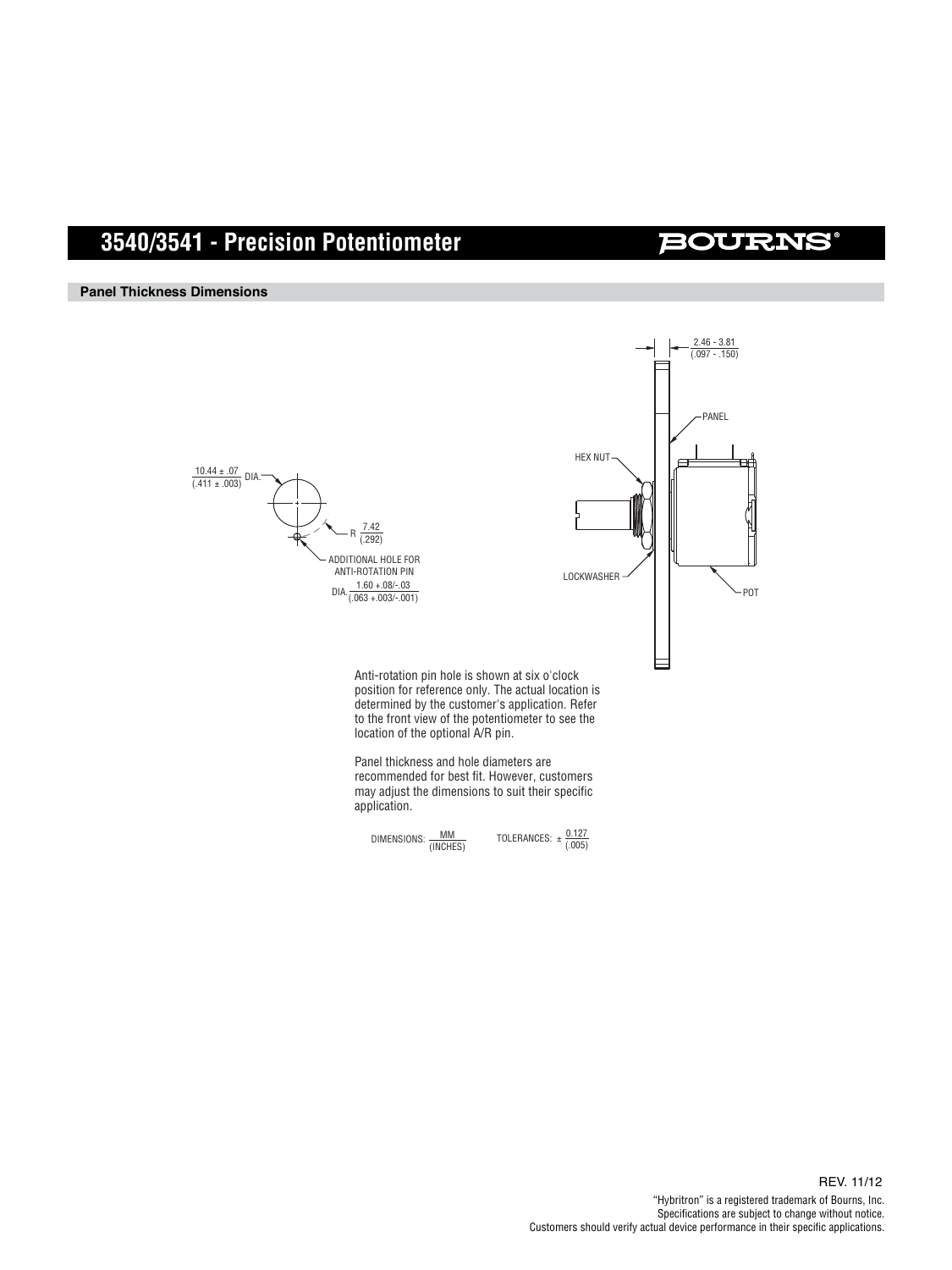# 3540/3541 - Precision Potentiometer

## Panel Thickness Dimensions

10.44 ± .07 (.411 ± .003) DIA.

R 7.42 (.292)

ADDITIONAL HOLE FOR ANTI-ROTATION PIN

DIA. 1.60 +.08/-.03 (.063 +.003/-.001)

2.46 - 3.81 (.097 - .150)

PANEL

HEX NUT

LOCKWASHER

POT

Anti-rotation pin hole is shown at six o'clock position for reference only. The actual location is determined by the customer's application. Refer to the front view of the potentiometer to see the location of the optional A/R pin.

Panel thickness and hole diameters are recommended for best fit. However, customers may adjust the dimensions to suit their specific application.

DIMENSIONS: MM (INCHES) TOLERANCES: ± 0.127 (.005)

REV. 11/12

"Hybritron" is a registered trademark of Bourns, Inc.
Specifications are subject to change without notice.
Customers should verify actual device performance in their specific applications.